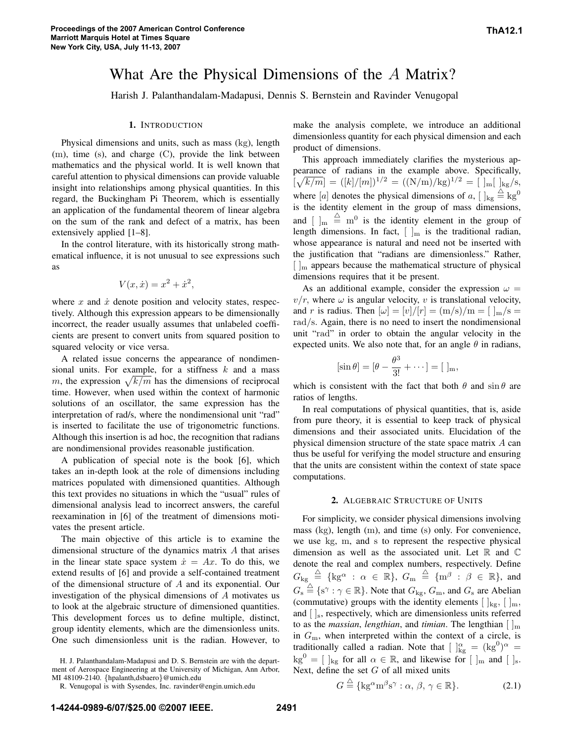# What Are the Physical Dimensions of the $A$ Matrix?

Harish J. Palanthandalam-Madapusi, Dennis S. Bernstein and Ravinder Venugopal

## 1. Introduction

Physical dimensions and units, such as mass (kg), length (m), time (s), and charge (C), provide the link between mathematics and the physical world. It is well known that careful attention to physical dimensions can provide valuable insight into relationships among physical quantities. In this regard, the Buckingham Pi Theorem, which is essentially an application of the fundamental theorem of linear algebra on the sum of the rank and defect of a matrix, has been extensively applied [1–8].

In the control literature, with its historically strong mathematical influence, it is not unusual to see expressions such as

$$V(x, \dot{x}) = x^2 + \dot{x}^2,$$

where $x$ and $\dot{x}$ denote position and velocity states, respectively. Although this expression appears to be dimensionally incorrect, the reader usually assumes that unlabeled coefficients are present to convert units from squared position to squared velocity or vice versa.

A related issue concerns the appearance of nondimensional units. For example, for a stiffness $k$ and a mass $m$, the expression $\sqrt{k/m}$ has the dimensions of reciprocal time. However, when used within the context of harmonic solutions of an oscillator, the same expression has the interpretation of rad/s, where the nondimensional unit "rad" is inserted to facilitate the use of trigonometric functions. Although this insertion is ad hoc, the recognition that radians are nondimensional provides reasonable justification.

A publication of special note is the book [6], which takes an in-depth look at the role of dimensions including matrices populated with dimensioned quantities. Although this text provides no situations in which the "usual" rules of dimensional analysis lead to incorrect answers, the careful reexamination in [6] of the treatment of dimensions motivates the present article.

The main objective of this article is to examine the dimensional structure of the dynamics matrix $A$ that arises in the linear state space system $\dot{x} = Ax$. To do this, we extend results of [6] and provide a self-contained treatment of the dimensional structure of $A$ and its exponential. Our investigation of the physical dimensions of $A$ motivates us to look at the algebraic structure of dimensioned quantities. This development forces us to define multiple, distinct, group identity elements, which are the dimensionless units. One such dimensionless unit is the radian. However, to make the analysis complete, we introduce an additional dimensionless quantity for each physical dimension and each product of dimensions.

This approach immediately clarifies the mysterious appearance of radians in the example above. Specifically, $[\sqrt{k/m}] = ([k]/[m])^{1/2} = ((\mathrm{N/m})/\mathrm{kg})^{1/2} = [\ ]_{\mathrm{m}}[\ ]_{\mathrm{kg}}/\mathrm{s}$, where $[a]$ denotes the physical dimensions of $a$, $[\ ]_{\mathrm{kg}} \triangleq \mathrm{kg}^0$ is the identity element in the group of mass dimensions, and $[\ ]_{\mathrm{m}} \triangleq \mathrm{m}^0$ is the identity element in the group of length dimensions. In fact, $[\ ]_{\mathrm{m}}$ is the traditional radian, whose appearance is natural and need not be inserted with the justification that "radians are dimensionless." Rather, $[\ ]_{\mathrm{m}}$ appears because the mathematical structure of physical dimensions requires that it be present.

As an additional example, consider the expression $\omega = v/r$, where $\omega$ is angular velocity, $v$ is translational velocity, and $r$ is radius. Then $[\omega] = [v]/[r] = (\mathrm{m/s})/\mathrm{m} = [\ ]_{\mathrm{m}}/\mathrm{s} = \mathrm{rad/s}$. Again, there is no need to insert the nondimensional unit "rad" in order to obtain the angular velocity in the expected units. We also note that, for an angle $\theta$ in radians,

$$[\sin\theta] = [\theta - \frac{\theta^3}{3!} + \cdots] = [\ ]_{\mathrm{m}},$$

which is consistent with the fact that both $\theta$ and $\sin\theta$ are ratios of lengths.

In real computations of physical quantities, that is, aside from pure theory, it is essential to keep track of physical dimensions and their associated units. Elucidation of the physical dimension structure of the state space matrix $A$ can thus be useful for verifying the model structure and ensuring that the units are consistent within the context of state space computations.

## 2. Algebraic Structure of Units

For simplicity, we consider physical dimensions involving mass (kg), length (m), and time (s) only. For convenience, we use kg, m, and s to represent the respective physical dimension as well as the associated unit. Let $\mathbb{R}$ and $\mathbb{C}$ denote the real and complex numbers, respectively. Define $G_{\mathrm{kg}} \triangleq \{\mathrm{kg}^\alpha : \alpha \in \mathbb{R}\}$, $G_{\mathrm{m}} \triangleq \{\mathrm{m}^\beta : \beta \in \mathbb{R}\}$, and $G_{\mathrm{s}} \triangleq \{\mathrm{s}^\gamma : \gamma \in \mathbb{R}\}$. Note that $G_{\mathrm{kg}}$, $G_{\mathrm{m}}$, and $G_{\mathrm{s}}$ are Abelian (commutative) groups with the identity elements $[\ ]_{\mathrm{kg}}$, $[\ ]_{\mathrm{m}}$, and $[\ ]_{\mathrm{s}}$, respectively, which are dimensionless units referred to as the *massian*, *lengthian*, and *timian*. The lengthian $[\ ]_{\mathrm{m}}$ in $G_{\mathrm{m}}$, when interpreted within the context of a circle, is traditionally called a radian. Note that $[\ ]_{\mathrm{kg}}^\alpha = (\mathrm{kg}^0)^\alpha = \mathrm{kg}^0 = [\ ]_{\mathrm{kg}}$ for all $\alpha \in \mathbb{R}$, and likewise for $[\ ]_{\mathrm{m}}$ and $[\ ]_{\mathrm{s}}$. Next, define the set $G$ of all mixed units

$$G \triangleq \{\mathrm{kg}^\alpha \mathrm{m}^\beta \mathrm{s}^\gamma : \alpha, \beta, \gamma \in \mathbb{R}\}. \tag{2.1}$$

H. J. Palanthandalam-Madapusi and D. S. Bernstein are with the department of Aerospace Engineering at the University of Michigan, Ann Arbor, MI 48109-2140. {hpalanth,dsbaero}@umich.edu

R. Venugopal is with Sysendes, Inc. ravinder@engin.umich.edu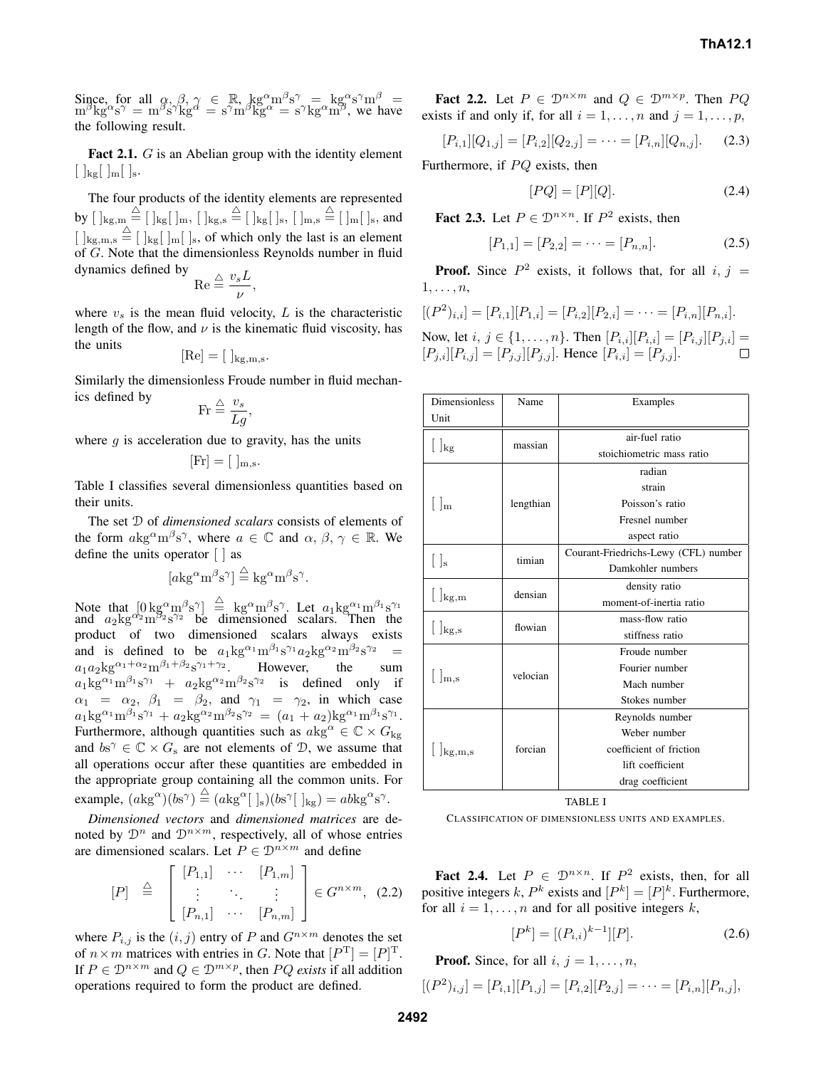Since, for all $\alpha, \beta, \gamma \in \mathbb{R}$, $\mathrm{kg}^\alpha \mathrm{m}^\beta \mathrm{s}^\gamma = \mathrm{kg}^\alpha \mathrm{s}^\gamma \mathrm{m}^\beta = \mathrm{m}^\beta \mathrm{kg}^\alpha \mathrm{s}^\gamma = \mathrm{m}^\beta \mathrm{s}^\gamma \mathrm{kg}^\alpha = \mathrm{s}^\gamma \mathrm{m}^\beta \mathrm{kg}^\alpha = \mathrm{s}^\gamma \mathrm{kg}^\alpha \mathrm{m}^\beta$, we have the following result.

**Fact 2.1.** $G$ is an Abelian group with the identity element $[\,]_{\mathrm{kg}}[\,]_{\mathrm{m}}[\,]_{\mathrm{s}}$.

The four products of the identity elements are represented by $[\,]_{\mathrm{kg,m}} \triangleq [\,]_{\mathrm{kg}}[\,]_{\mathrm{m}}$, $[\,]_{\mathrm{kg,s}} \triangleq [\,]_{\mathrm{kg}}[\,]_{\mathrm{s}}$, $[\,]_{\mathrm{m,s}} \triangleq [\,]_{\mathrm{m}}[\,]_{\mathrm{s}}$, and $[\,]_{\mathrm{kg,m,s}} \triangleq [\,]_{\mathrm{kg}}[\,]_{\mathrm{m}}[\,]_{\mathrm{s}}$, of which only the last is an element of $G$. Note that the dimensionless Reynolds number in fluid dynamics defined by

$$\mathrm{Re} \triangleq \frac{v_s L}{\nu},$$

where $v_s$ is the mean fluid velocity, $L$ is the characteristic length of the flow, and $\nu$ is the kinematic fluid viscosity, has the units

$$[\mathrm{Re}] = [\,]_{\mathrm{kg,m,s}}.$$

Similarly the dimensionless Froude number in fluid mechanics defined by

$$\mathrm{Fr} \triangleq \frac{v_s}{Lg},$$

where $g$ is acceleration due to gravity, has the units

$$[\mathrm{Fr}] = [\,]_{\mathrm{m,s}}.$$

Table I classifies several dimensionless quantities based on their units.

The set $\mathcal{D}$ of *dimensioned scalars* consists of elements of the form $a\mathrm{kg}^\alpha \mathrm{m}^\beta \mathrm{s}^\gamma$, where $a \in \mathbb{C}$ and $\alpha, \beta, \gamma \in \mathbb{R}$. We define the units operator $[\,]$ as

$$[a\mathrm{kg}^\alpha \mathrm{m}^\beta \mathrm{s}^\gamma] \triangleq \mathrm{kg}^\alpha \mathrm{m}^\beta \mathrm{s}^\gamma.$$

Note that $[0\,\mathrm{kg}^\alpha \mathrm{m}^\beta \mathrm{s}^\gamma] \triangleq \mathrm{kg}^\alpha \mathrm{m}^\beta \mathrm{s}^\gamma$. Let $a_1\mathrm{kg}^{\alpha_1} \mathrm{m}^{\beta_1} \mathrm{s}^{\gamma_1}$ and $a_2\mathrm{kg}^{\alpha_2} \mathrm{m}^{\beta_2} \mathrm{s}^{\gamma_2}$ be dimensioned scalars. Then the product of two dimensioned scalars always exists and is defined to be $a_1\mathrm{kg}^{\alpha_1} \mathrm{m}^{\beta_1} \mathrm{s}^{\gamma_1} a_2\mathrm{kg}^{\alpha_2} \mathrm{m}^{\beta_2} \mathrm{s}^{\gamma_2} = a_1 a_2 \mathrm{kg}^{\alpha_1+\alpha_2} \mathrm{m}^{\beta_1+\beta_2} \mathrm{s}^{\gamma_1+\gamma_2}$. However, the sum $a_1\mathrm{kg}^{\alpha_1} \mathrm{m}^{\beta_1} \mathrm{s}^{\gamma_1} + a_2\mathrm{kg}^{\alpha_2} \mathrm{m}^{\beta_2} \mathrm{s}^{\gamma_2}$ is defined only if $\alpha_1 = \alpha_2$, $\beta_1 = \beta_2$, and $\gamma_1 = \gamma_2$, in which case $a_1\mathrm{kg}^{\alpha_1} \mathrm{m}^{\beta_1} \mathrm{s}^{\gamma_1} + a_2\mathrm{kg}^{\alpha_2} \mathrm{m}^{\beta_2} \mathrm{s}^{\gamma_2} = (a_1 + a_2)\mathrm{kg}^{\alpha_1} \mathrm{m}^{\beta_1} \mathrm{s}^{\gamma_1}$. Furthermore, although quantities such as $a\mathrm{kg}^\alpha \in \mathbb{C} \times G_{\mathrm{kg}}$ and $b\mathrm{s}^\gamma \in \mathbb{C} \times G_{\mathrm{s}}$ are not elements of $\mathcal{D}$, we assume that all operations occur after these quantities are embedded in the appropriate group containing all the common units. For example, $(a\mathrm{kg}^\alpha)(b\mathrm{s}^\gamma) \triangleq (a\mathrm{kg}^\alpha [\,]_{\mathrm{s}})(b\mathrm{s}^\gamma [\,]_{\mathrm{kg}}) = ab\mathrm{kg}^\alpha \mathrm{s}^\gamma$.

*Dimensioned vectors* and *dimensioned matrices* are denoted by $\mathcal{D}^n$ and $\mathcal{D}^{n\times m}$, respectively, all of whose entries are dimensioned scalars. Let $P \in \mathcal{D}^{n\times m}$ and define

$$[P] \triangleq \begin{bmatrix} [P_{1,1}] & \cdots & [P_{1,m}] \\ \vdots & \ddots & \vdots \\ [P_{n,1}] & \cdots & [P_{n,m}] \end{bmatrix} \in G^{n\times m}, \quad (2.2)$$

where $P_{i,j}$ is the $(i,j)$ entry of $P$ and $G^{n\times m}$ denotes the set of $n \times m$ matrices with entries in $G$. Note that $[P^{\mathrm{T}}] = [P]^{\mathrm{T}}$. If $P \in \mathcal{D}^{n\times m}$ and $Q \in \mathcal{D}^{m\times p}$, then $PQ$ *exists* if all addition operations required to form the product are defined.

**Fact 2.2.** Let $P \in \mathcal{D}^{n\times m}$ and $Q \in \mathcal{D}^{m\times p}$. Then $PQ$ exists if and only if, for all $i = 1, \ldots, n$ and $j = 1, \ldots, p$,

$$[P_{i,1}][Q_{1,j}] = [P_{i,2}][Q_{2,j}] = \cdots = [P_{i,n}][Q_{n,j}]. \quad (2.3)$$

Furthermore, if $PQ$ exists, then

$$[PQ] = [P][Q]. \quad (2.4)$$

**Fact 2.3.** Let $P \in \mathcal{D}^{n\times n}$. If $P^2$ exists, then

$$[P_{1,1}] = [P_{2,2}] = \cdots = [P_{n,n}]. \quad (2.5)$$

**Proof.** Since $P^2$ exists, it follows that, for all $i, j = 1, \ldots, n$,

$$[(P^2)_{i,i}] = [P_{i,1}][P_{1,i}] = [P_{i,2}][P_{2,i}] = \cdots = [P_{i,n}][P_{n,i}].$$

Now, let $i, j \in \{1, \ldots, n\}$. Then $[P_{i,i}][P_{i,i}] = [P_{i,j}][P_{j,i}] = [P_{j,i}][P_{i,j}] = [P_{j,j}][P_{j,j}]$. Hence $[P_{i,i}] = [P_{j,j}]$. □

| Dimensionless Unit | Name | Examples |
|---|---|---|
| $[\,]_{\mathrm{kg}}$ | massian | air-fuel ratio<br>stoichiometric mass ratio |
| $[\,]_{\mathrm{m}}$ | lengthian | radian<br>strain<br>Poisson's ratio<br>Fresnel number<br>aspect ratio |
| $[\,]_{\mathrm{s}}$ | timian | Courant-Friedrichs-Lewy (CFL) number<br>Damkohler numbers |
| $[\,]_{\mathrm{kg,m}}$ | densian | density ratio<br>moment-of-inertia ratio |
| $[\,]_{\mathrm{kg,s}}$ | flowian | mass-flow ratio<br>stiffness ratio |
| $[\,]_{\mathrm{m,s}}$ | velocian | Froude number<br>Fourier number<br>Mach number<br>Stokes number |
| $[\,]_{\mathrm{kg,m,s}}$ | forcian | Reynolds number<br>Weber number<br>coefficient of friction<br>lift coefficient<br>drag coefficient |

TABLE I

CLASSIFICATION OF DIMENSIONLESS UNITS AND EXAMPLES.

**Fact 2.4.** Let $P \in \mathcal{D}^{n\times n}$. If $P^2$ exists, then, for all positive integers $k$, $P^k$ exists and $[P^k] = [P]^k$. Furthermore, for all $i = 1, \ldots, n$ and for all positive integers $k$,

$$[P^k] = [(P_{i,i})^{k-1}][P]. \quad (2.6)$$

**Proof.** Since, for all $i, j = 1, \ldots, n$,

$$[(P^2)_{i,j}] = [P_{i,1}][P_{1,j}] = [P_{i,2}][P_{2,j}] = \cdots = [P_{i,n}][P_{n,j}],$$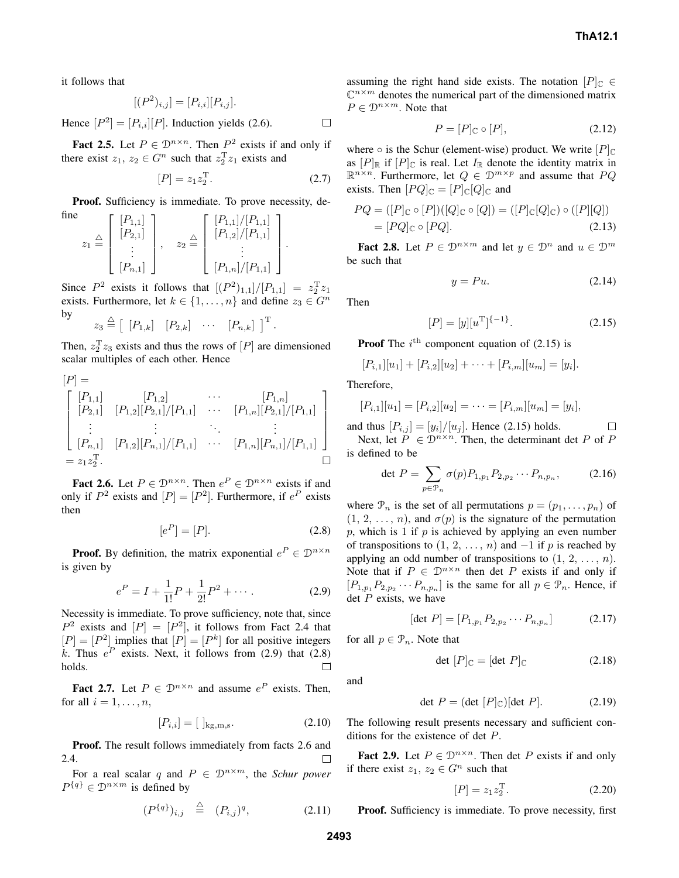it follows that

$$[(P^2)_{i,j}] = [P_{i,i}][P_{i,j}].$$

Hence $[P^2] = [P_{i,i}][P]$. Induction yields (2.6). $\square$

**Fact 2.5.** Let $P \in \mathcal{D}^{n\times n}$. Then $P^2$ exists if and only if there exist $z_1,\, z_2 \in G^n$ such that $z_2^{\mathrm{T}} z_1$ exists and

$$[P] = z_1 z_2^{\mathrm{T}}. \tag{2.7}$$

**Proof.** Sufficiency is immediate. To prove necessity, define

$$z_1 \triangleq \begin{bmatrix} [P_{1,1}] \\ [P_{2,1}] \\ \vdots \\ [P_{n,1}] \end{bmatrix}, \quad z_2 \triangleq \begin{bmatrix} [P_{1,1}]/[P_{1,1}] \\ [P_{1,2}]/[P_{1,1}] \\ \vdots \\ [P_{1,n}]/[P_{1,1}] \end{bmatrix}.$$

Since $P^2$ exists it follows that $[(P^2)_{1,1}]/[P_{1,1}] = z_2^{\mathrm{T}} z_1$ exists. Furthermore, let $k \in \{1,\ldots,n\}$ and define $z_3 \in G^n$ by

$$z_3 \triangleq \begin{bmatrix} [P_{1,k}] & [P_{2,k}] & \cdots & [P_{n,k}] \end{bmatrix}^{\mathrm{T}}.$$

Then, $z_2^{\mathrm{T}} z_3$ exists and thus the rows of $[P]$ are dimensioned scalar multiples of each other. Hence

$$[P] = \begin{bmatrix} [P_{1,1}] & [P_{1,2}] & \cdots & [P_{1,n}] \\ [P_{2,1}] & [P_{1,2}][P_{2,1}]/[P_{1,1}] & \cdots & [P_{1,n}][P_{2,1}]/[P_{1,1}] \\ \vdots & \vdots & \ddots & \vdots \\ [P_{n,1}] & [P_{1,2}][P_{n,1}]/[P_{1,1}] & \cdots & [P_{1,n}][P_{n,1}]/[P_{1,1}] \end{bmatrix} = z_1 z_2^{\mathrm{T}}.$$

$\square$

**Fact 2.6.** Let $P \in \mathcal{D}^{n\times n}$. Then $e^P \in \mathcal{D}^{n\times n}$ exists if and only if $P^2$ exists and $[P] = [P^2]$. Furthermore, if $e^P$ exists then

$$[e^P] = [P]. \tag{2.8}$$

**Proof.** By definition, the matrix exponential $e^P \in \mathcal{D}^{n\times n}$ is given by

$$e^P = I + \frac{1}{1!}P + \frac{1}{2!}P^2 + \cdots. \tag{2.9}$$

Necessity is immediate. To prove sufficiency, note that, since $P^2$ exists and $[P] = [P^2]$, it follows from Fact 2.4 that $[P] = [P^2]$ implies that $[P] = [P^k]$ for all positive integers $k$. Thus $e^P$ exists. Next, it follows from (2.9) that (2.8) holds. $\square$

**Fact 2.7.** Let $P \in \mathcal{D}^{n\times n}$ and assume $e^P$ exists. Then, for all $i = 1,\ldots,n$,

$$[P_{i,i}] = [\;]_{\mathrm{kg,m,s}}. \tag{2.10}$$

**Proof.** The result follows immediately from facts 2.6 and 2.4. $\square$

For a real scalar $q$ and $P \in \mathcal{D}^{n\times m}$, the *Schur power* $P^{\{q\}} \in \mathcal{D}^{n\times m}$ is defined by

$$(P^{\{q\}})_{i,j} \triangleq (P_{i,j})^q, \tag{2.11}$$

assuming the right hand side exists. The notation $[P]_{\mathbb{C}} \in \mathbb{C}^{n\times m}$ denotes the numerical part of the dimensioned matrix $P \in \mathcal{D}^{n\times m}$. Note that

$$P = [P]_{\mathbb{C}} \circ [P], \tag{2.12}$$

where $\circ$ is the Schur (element-wise) product. We write $[P]_{\mathbb{C}}$ as $[P]_{\mathbb{R}}$ if $[P]_{\mathbb{C}}$ is real. Let $I_{\mathbb{R}}$ denote the identity matrix in $\mathbb{R}^{n\times n}$. Furthermore, let $Q \in \mathcal{D}^{m\times p}$ and assume that $PQ$ exists. Then $[PQ]_{\mathbb{C}} = [P]_{\mathbb{C}}[Q]_{\mathbb{C}}$ and

$$\begin{aligned} PQ &= ([P]_{\mathbb{C}} \circ [P])([Q]_{\mathbb{C}} \circ [Q]) = ([P]_{\mathbb{C}}[Q]_{\mathbb{C}}) \circ ([P][Q]) \\ &= [PQ]_{\mathbb{C}} \circ [PQ]. \end{aligned} \tag{2.13}$$

**Fact 2.8.** Let $P \in \mathcal{D}^{n\times m}$ and let $y \in \mathcal{D}^n$ and $u \in \mathcal{D}^m$ be such that

$$y = Pu. \tag{2.14}$$

Then

$$[P] = [y][u^{\mathrm{T}}]^{\{-1\}}. \tag{2.15}$$

**Proof** The $i^{\text{th}}$ component equation of (2.15) is

$$[P_{i,1}][u_1] + [P_{i,2}][u_2] + \cdots + [P_{i,m}][u_m] = [y_i].$$

Therefore,

$$[P_{i,1}][u_1] = [P_{i,2}][u_2] = \cdots = [P_{i,m}][u_m] = [y_i],$$

and thus $[P_{i,j}] = [y_i]/[u_j]$. Hence (2.15) holds. $\square$

Next, let $P \in \mathcal{D}^{n\times n}$. Then, the determinant $\det P$ of $P$ is defined to be

$$\det P = \sum_{p\in\mathcal{P}_n} \sigma(p) P_{1,p_1} P_{2,p_2} \cdots P_{n,p_n}, \tag{2.16}$$

where $\mathcal{P}_n$ is the set of all permutations $p = (p_1,\ldots,p_n)$ of $(1,\,2,\,\ldots,\,n)$, and $\sigma(p)$ is the signature of the permutation $p$, which is 1 if $p$ is achieved by applying an even number of transpositions to $(1,\,2,\,\ldots,\,n)$ and $-1$ if $p$ is reached by applying an odd number of transpositions to $(1,\,2,\,\ldots,\,n)$. Note that if $P \in \mathcal{D}^{n\times n}$ then $\det P$ exists if and only if $[P_{1,p_1}P_{2,p_2}\cdots P_{n,p_n}]$ is the same for all $p \in \mathcal{P}_n$. Hence, if $\det P$ exists, we have

$$[\det P] = [P_{1,p_1}P_{2,p_2}\cdots P_{n,p_n}] \tag{2.17}$$

for all $p \in \mathcal{P}_n$. Note that

$$\det\, [P]_{\mathbb{C}} = [\det P]_{\mathbb{C}} \tag{2.18}$$

and

$$\det P = (\det\, [P]_{\mathbb{C}})[\det P]. \tag{2.19}$$

The following result presents necessary and sufficient conditions for the existence of $\det P$.

**Fact 2.9.** Let $P \in \mathcal{D}^{n\times n}$. Then $\det P$ exists if and only if there exist $z_1,\, z_2 \in G^n$ such that

$$[P] = z_1 z_2^{\mathrm{T}}. \tag{2.20}$$

**Proof.** Sufficiency is immediate. To prove necessity, first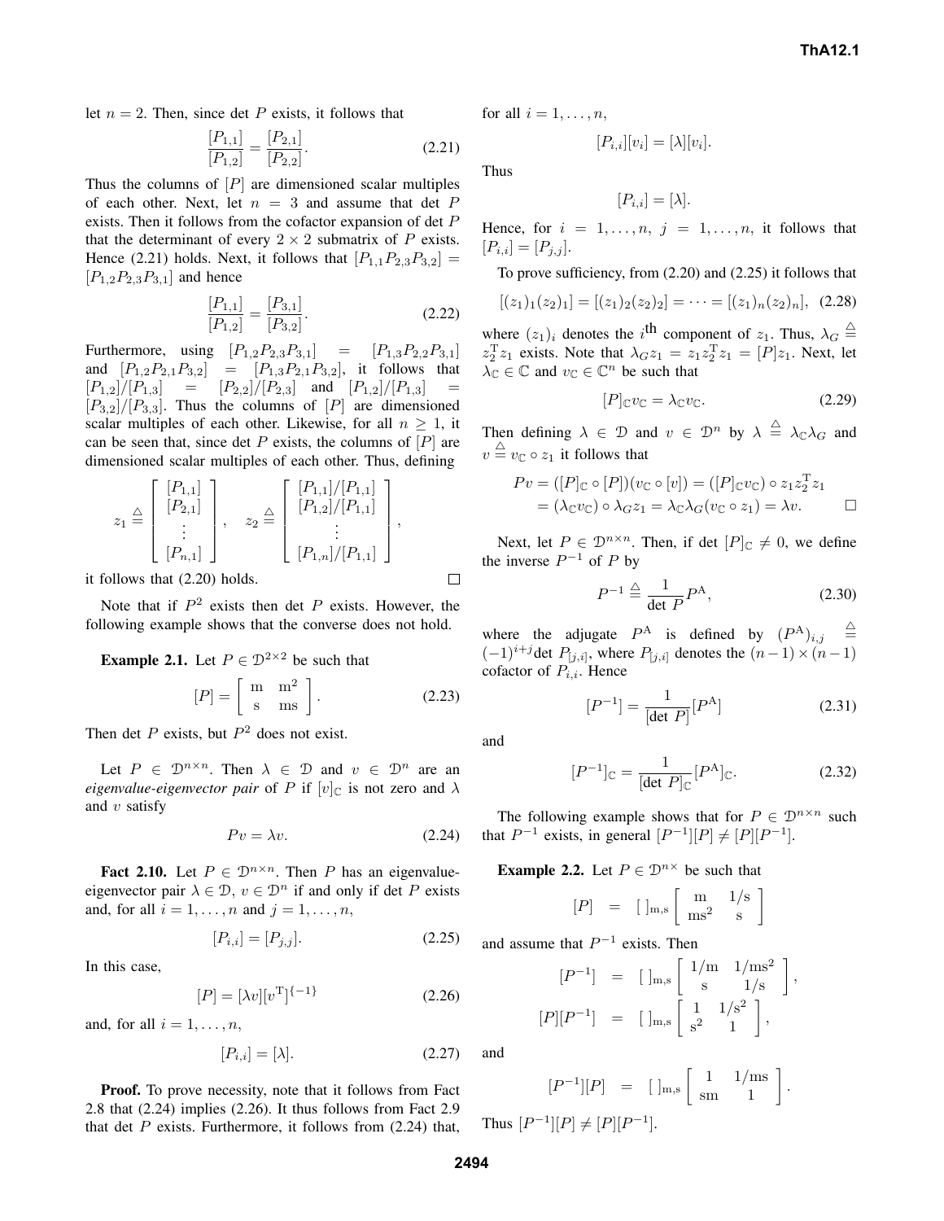let $n = 2$. Then, since det $P$ exists, it follows that

$$\frac{[P_{1,1}]}{[P_{1,2}]} = \frac{[P_{2,1}]}{[P_{2,2}]}. \tag{2.21}$$

Thus the columns of $[P]$ are dimensioned scalar multiples of each other. Next, let $n = 3$ and assume that det $P$ exists. Then it follows from the cofactor expansion of det $P$ that the determinant of every $2 \times 2$ submatrix of $P$ exists. Hence (2.21) holds. Next, it follows that $[P_{1,1}P_{2,3}P_{3,2}] = [P_{1,2}P_{2,3}P_{3,1}]$ and hence

$$\frac{[P_{1,1}]}{[P_{1,2}]} = \frac{[P_{3,1}]}{[P_{3,2}]}. \tag{2.22}$$

Furthermore, using $[P_{1,2}P_{2,3}P_{3,1}] = [P_{1,3}P_{2,2}P_{3,1}]$ and $[P_{1,2}P_{2,1}P_{3,2}] = [P_{1,3}P_{2,1}P_{3,2}]$, it follows that $[P_{1,2}]/[P_{1,3}] = [P_{2,2}]/[P_{2,3}]$ and $[P_{1,2}]/[P_{1,3}] = [P_{3,2}]/[P_{3,3}]$. Thus the columns of $[P]$ are dimensioned scalar multiples of each other. Likewise, for all $n \geq 1$, it can be seen that, since det $P$ exists, the columns of $[P]$ are dimensioned scalar multiples of each other. Thus, defining

$$z_1 \triangleq \begin{bmatrix} [P_{1,1}] \\ [P_{2,1}] \\ \vdots \\ [P_{n,1}] \end{bmatrix}, \quad z_2 \triangleq \begin{bmatrix} [P_{1,1}]/[P_{1,1}] \\ [P_{1,2}]/[P_{1,1}] \\ \vdots \\ [P_{1,n}]/[P_{1,1}] \end{bmatrix},$$

it follows that (2.20) holds. $\square$

Note that if $P^2$ exists then det $P$ exists. However, the following example shows that the converse does not hold.

**Example 2.1.** Let $P \in \mathcal{D}^{2\times 2}$ be such that

$$[P] = \begin{bmatrix} \mathrm{m} & \mathrm{m}^2 \\ \mathrm{s} & \mathrm{ms} \end{bmatrix}. \tag{2.23}$$

Then det $P$ exists, but $P^2$ does not exist.

Let $P \in \mathcal{D}^{n\times n}$. Then $\lambda \in \mathcal{D}$ and $v \in \mathcal{D}^n$ are an *eigenvalue-eigenvector pair* of $P$ if $[v]_{\mathbb{C}}$ is not zero and $\lambda$ and $v$ satisfy

$$Pv = \lambda v. \tag{2.24}$$

**Fact 2.10.** Let $P \in \mathcal{D}^{n\times n}$. Then $P$ has an eigenvalue-eigenvector pair $\lambda \in \mathcal{D}$, $v \in \mathcal{D}^n$ if and only if det $P$ exists and, for all $i = 1, \ldots, n$ and $j = 1, \ldots, n$,

$$[P_{i,i}] = [P_{j,j}]. \tag{2.25}$$

In this case,

$$[P] = [\lambda v][v^{\mathrm{T}}]^{\{-1\}} \tag{2.26}$$

and, for all $i = 1, \ldots, n$,

$$[P_{i,i}] = [\lambda]. \tag{2.27}$$

**Proof.** To prove necessity, note that it follows from Fact 2.8 that (2.24) implies (2.26). It thus follows from Fact 2.9 that det $P$ exists. Furthermore, it follows from (2.24) that, for all $i = 1, \ldots, n$,

$$[P_{i,i}][v_i] = [\lambda][v_i].$$

Thus

$$[P_{i,i}] = [\lambda].$$

Hence, for $i = 1, \ldots, n$, $j = 1, \ldots, n$, it follows that $[P_{i,i}] = [P_{j,j}]$.

To prove sufficiency, from (2.20) and (2.25) it follows that

$$[(z_1)_1(z_2)_1] = [(z_1)_2(z_2)_2] = \cdots = [(z_1)_n(z_2)_n], \tag{2.28}$$

where $(z_1)_i$ denotes the $i^{\text{th}}$ component of $z_1$. Thus, $\lambda_G \triangleq z_2^{\mathrm{T}}z_1$ exists. Note that $\lambda_G z_1 = z_1 z_2^{\mathrm{T}} z_1 = [P]z_1$. Next, let $\lambda_{\mathbb{C}} \in \mathbb{C}$ and $v_{\mathbb{C}} \in \mathbb{C}^n$ be such that

$$[P]_{\mathbb{C}} v_{\mathbb{C}} = \lambda_{\mathbb{C}} v_{\mathbb{C}}. \tag{2.29}$$

Then defining $\lambda \in \mathcal{D}$ and $v \in \mathcal{D}^n$ by $\lambda \triangleq \lambda_{\mathbb{C}}\lambda_G$ and $v \triangleq v_{\mathbb{C}} \circ z_1$ it follows that

$$\begin{aligned} Pv &= ([P]_{\mathbb{C}} \circ [P])(v_{\mathbb{C}} \circ [v]) = ([P]_{\mathbb{C}} v_{\mathbb{C}}) \circ z_1 z_2^{\mathrm{T}} z_1 \\ &= (\lambda_{\mathbb{C}} v_{\mathbb{C}}) \circ \lambda_G z_1 = \lambda_{\mathbb{C}}\lambda_G (v_{\mathbb{C}} \circ z_1) = \lambda v. \end{aligned}$$

$\square$

Next, let $P \in \mathcal{D}^{n\times n}$. Then, if det $[P]_{\mathbb{C}} \neq 0$, we define the inverse $P^{-1}$ of $P$ by

$$P^{-1} \triangleq \frac{1}{\det P} P^{\mathrm{A}}, \tag{2.30}$$

where the adjugate $P^{\mathrm{A}}$ is defined by $(P^{\mathrm{A}})_{i,j} \triangleq (-1)^{i+j}\det P_{[j,i]}$, where $P_{[j,i]}$ denotes the $(n-1)\times(n-1)$ cofactor of $P_{i,i}$. Hence

$$[P^{-1}] = \frac{1}{[\det P]}[P^{\mathrm{A}}] \tag{2.31}$$

and

$$[P^{-1}]_{\mathbb{C}} = \frac{1}{[\det P]_{\mathbb{C}}}[P^{\mathrm{A}}]_{\mathbb{C}}. \tag{2.32}$$

The following example shows that for $P \in \mathcal{D}^{n\times n}$ such that $P^{-1}$ exists, in general $[P^{-1}][P] \neq [P][P^{-1}]$.

**Example 2.2.** Let $P \in \mathcal{D}^{n\times}$ be such that

$$[P] \;=\; [\;]_{\mathrm{m,s}} \begin{bmatrix} \mathrm{m} & 1/\mathrm{s} \\ \mathrm{ms}^2 & \mathrm{s} \end{bmatrix}$$

and assume that $P^{-1}$ exists. Then

$$\begin{aligned} [P^{-1}] &= [\;]_{\mathrm{m,s}} \begin{bmatrix} 1/\mathrm{m} & 1/\mathrm{ms}^2 \\ \mathrm{s} & 1/\mathrm{s} \end{bmatrix}, \\ [P][P^{-1}] &= [\;]_{\mathrm{m,s}} \begin{bmatrix} 1 & 1/\mathrm{s}^2 \\ \mathrm{s}^2 & 1 \end{bmatrix}, \end{aligned}$$

and

$$[P^{-1}][P] \;=\; [\;]_{\mathrm{m,s}} \begin{bmatrix} 1 & 1/\mathrm{ms} \\ \mathrm{sm} & 1 \end{bmatrix}.$$

Thus $[P^{-1}][P] \neq [P][P^{-1}]$.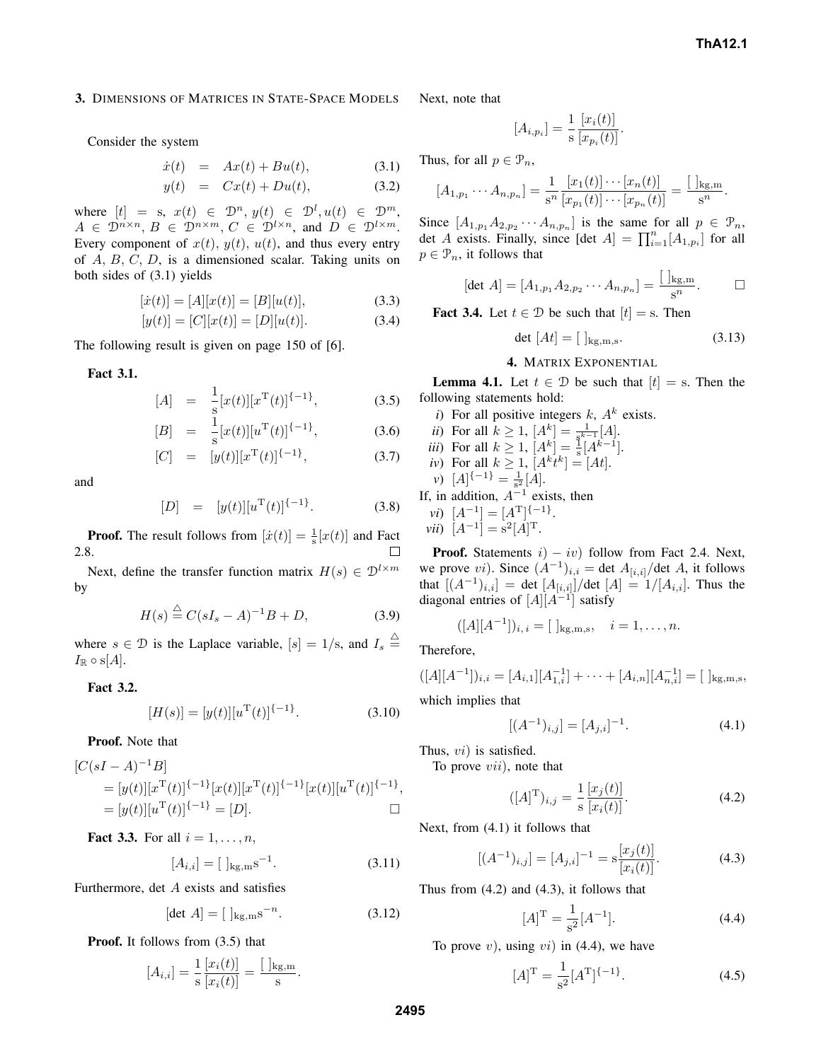## 3. Dimensions of Matrices in State-Space Models

Consider the system

$$\dot{x}(t) = Ax(t) + Bu(t), \tag{3.1}$$

$$y(t) = Cx(t) + Du(t), \tag{3.2}$$

where $[t] = \mathrm{s}$, $x(t) \in \mathcal{D}^n$, $y(t) \in \mathcal{D}^l$, $u(t) \in \mathcal{D}^m$, $A \in \mathcal{D}^{n\times n}$, $B \in \mathcal{D}^{n\times m}$, $C \in \mathcal{D}^{l\times n}$, and $D \in \mathcal{D}^{l\times m}$. Every component of $x(t)$, $y(t)$, $u(t)$, and thus every entry of $A$, $B$, $C$, $D$, is a dimensioned scalar. Taking units on both sides of (3.1) yields

$$[\dot{x}(t)] = [A][x(t)] = [B][u(t)], \tag{3.3}$$

$$[y(t)] = [C][x(t)] = [D][u(t)]. \tag{3.4}$$

The following result is given on page 150 of [6].

**Fact 3.1.**

$$[A] = \frac{1}{\mathrm{s}}[x(t)][x^{\mathrm{T}}(t)]^{\{-1\}}, \tag{3.5}$$

$$[B] = \frac{1}{\mathrm{s}}[x(t)][u^{\mathrm{T}}(t)]^{\{-1\}}, \tag{3.6}$$

$$[C] = [y(t)][x^{\mathrm{T}}(t)]^{\{-1\}}, \tag{3.7}$$

and

$$[D] = [y(t)][u^{\mathrm{T}}(t)]^{\{-1\}}. \tag{3.8}$$

**Proof.** The result follows from $[\dot{x}(t)] = \frac{1}{\mathrm{s}}[x(t)]$ and Fact 2.8. □

Next, define the transfer function matrix $H(s) \in \mathcal{D}^{l\times m}$ by

$$H(s) \stackrel{\triangle}{=} C(sI_s - A)^{-1}B + D, \tag{3.9}$$

where $s \in \mathcal{D}$ is the Laplace variable, $[s] = 1/\mathrm{s}$, and $I_s \stackrel{\triangle}{=} I_{\mathbb{R}} \circ \mathrm{s}[A]$.

**Fact 3.2.**

$$[H(s)] = [y(t)][u^{\mathrm{T}}(t)]^{\{-1\}}. \tag{3.10}$$

**Proof.** Note that

$$\begin{aligned}
&[C(sI - A)^{-1}B] \\
&= [y(t)][x^{\mathrm{T}}(t)]^{\{-1\}}[x(t)][x^{\mathrm{T}}(t)]^{\{-1\}}[x(t)][u^{\mathrm{T}}(t)]^{\{-1\}}, \\
&= [y(t)][u^{\mathrm{T}}(t)]^{\{-1\}} = [D].
\end{aligned}$$

□

**Fact 3.3.** For all $i = 1, \ldots, n$,

$$[A_{i,i}] = [\ ]_{\mathrm{kg,m}}\mathrm{s}^{-1}. \tag{3.11}$$

Furthermore, $\det A$ exists and satisfies

$$[\det A] = [\ ]_{\mathrm{kg,m}}\mathrm{s}^{-n}. \tag{3.12}$$

**Proof.** It follows from (3.5) that

$$[A_{i,i}] = \frac{1}{\mathrm{s}}\frac{[x_i(t)]}{[x_i(t)]} = \frac{[\ ]_{\mathrm{kg,m}}}{\mathrm{s}}.$$

Next, note that

$$[A_{i,p_i}] = \frac{1}{\mathrm{s}}\frac{[x_i(t)]}{[x_{p_i}(t)]}.$$

Thus, for all $p \in \mathcal{P}_n$,

$$[A_{1,p_1}\cdots A_{n,p_n}] = \frac{1}{\mathrm{s}^n}\frac{[x_1(t)]\cdots[x_n(t)]}{[x_{p_1}(t)]\cdots[x_{p_n}(t)]} = \frac{[\ ]_{\mathrm{kg,m}}}{\mathrm{s}^n}.$$

Since $[A_{1,p_1}A_{2,p_2}\cdots A_{n,p_n}]$ is the same for all $p \in \mathcal{P}_n$, $\det A$ exists. Finally, since $[\det A] = \prod_{i=1}^n [A_{1,p_i}]$ for all $p \in \mathcal{P}_n$, it follows that

$$[\det A] = [A_{1,p_1}A_{2,p_2}\cdots A_{n,p_n}] = \frac{[\ ]_{\mathrm{kg,m}}}{\mathrm{s}^n}.$$

□

**Fact 3.4.** Let $t \in \mathcal{D}$ be such that $[t] = \mathrm{s}$. Then

$$\det\,[At] = [\ ]_{\mathrm{kg,m,s}}. \tag{3.13}$$

## 4. Matrix Exponential

**Lemma 4.1.** Let $t \in \mathcal{D}$ be such that $[t] = \mathrm{s}$. Then the following statements hold:

*i*) For all positive integers $k$, $A^k$ exists.

*ii*) For all $k \geq 1$, $[A^k] = \frac{1}{\mathrm{s}^{k-1}}[A]$.

*iii*) For all $k \geq 1$, $[A^k] = \frac{1}{\mathrm{s}}[A^{k-1}]$.

*iv*) For all $k \geq 1$, $[A^k t^k] = [At]$.

*v*) $[A]^{\{-1\}} = \frac{1}{\mathrm{s}^2}[A]$.

If, in addition, $A^{-1}$ exists, then

*vi*) $[A^{-1}] = [A^{\mathrm{T}}]^{\{-1\}}$.

*vii*) $[A^{-1}] = \mathrm{s}^2[A]^{\mathrm{T}}$.

**Proof.** Statements $i) - iv)$ follow from Fact 2.4. Next, we prove $vi)$. Since $(A^{-1})_{i,i} = \det A_{[i,i]}/\det A$, it follows that $[(A^{-1})_{i,i}] = \det\,[A_{[i,i]}]/\det\,[A] = 1/[A_{i,i}]$. Thus the diagonal entries of $[A][A^{-1}]$ satisfy

$$([A][A^{-1}])_{i,\,i} = [\ ]_{\mathrm{kg,m,s}}, \quad i = 1, \ldots, n.$$

Therefore,

$$([A][A^{-1}])_{i,i} = [A_{i,1}][A^{-1}_{1,i}] + \cdots + [A_{i,n}][A^{-1}_{n,i}] = [\ ]_{\mathrm{kg,m,s}},$$

which implies that

$$[(A^{-1})_{i,j}] = [A_{j,i}]^{-1}. \tag{4.1}$$

Thus, $vi)$ is satisfied.

To prove $vii)$, note that

$$([A]^{\mathrm{T}})_{i,j} = \frac{1}{\mathrm{s}}\frac{[x_j(t)]}{[x_i(t)]}. \tag{4.2}$$

Next, from (4.1) it follows that

$$[(A^{-1})_{i,j}] = [A_{j,i}]^{-1} = \mathrm{s}\frac{[x_j(t)]}{[x_i(t)]}. \tag{4.3}$$

Thus from (4.2) and (4.3), it follows that

$$[A]^{\mathrm{T}} = \frac{1}{\mathrm{s}^2}[A^{-1}]. \tag{4.4}$$

To prove $v)$, using $vi)$ in (4.4), we have

$$[A]^{\mathrm{T}} = \frac{1}{\mathrm{s}^2}[A^{\mathrm{T}}]^{\{-1\}}. \tag{4.5}$$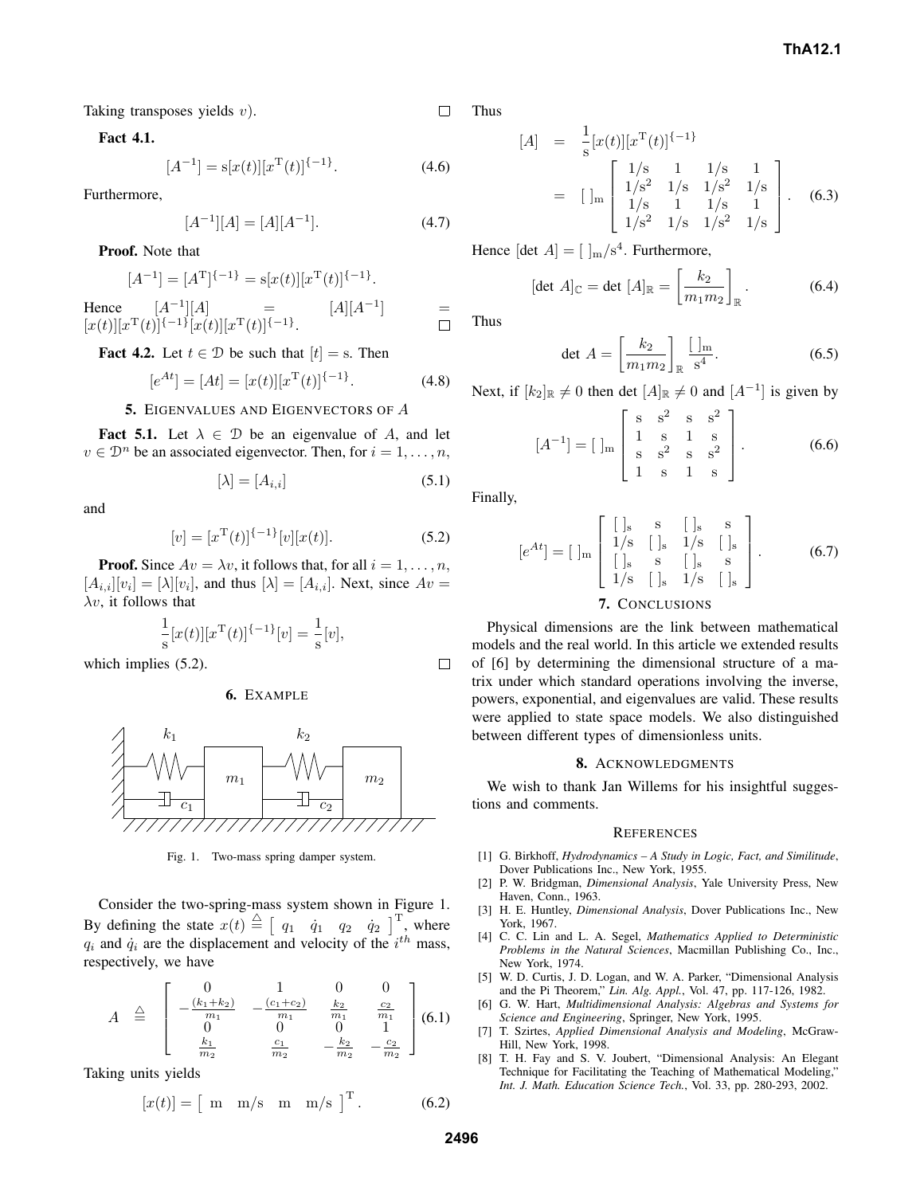Taking transposes yields $v$). □

**Fact 4.1.**

$$[A^{-1}] = \mathrm{s}[x(t)][x^{\mathrm{T}}(t)]^{\{-1\}}. \tag{4.6}$$

Furthermore,

$$[A^{-1}][A] = [A][A^{-1}]. \tag{4.7}$$

**Proof.** Note that

$$[A^{-1}] = [A^{\mathrm{T}}]^{\{-1\}} = \mathrm{s}[x(t)][x^{\mathrm{T}}(t)]^{\{-1\}}.$$

Hence $[A^{-1}][A] = [A][A^{-1}] = [x(t)][x^{\mathrm{T}}(t)]^{\{-1\}}[x(t)][x^{\mathrm{T}}(t)]^{\{-1\}}$. □

**Fact 4.2.** Let $t \in \mathcal{D}$ be such that $[t] = \mathrm{s}$. Then

$$[e^{At}] = [At] = [x(t)][x^{\mathrm{T}}(t)]^{\{-1\}}. \tag{4.8}$$

## 5. Eigenvalues and Eigenvectors of $A$

**Fact 5.1.** Let $\lambda \in \mathcal{D}$ be an eigenvalue of $A$, and let $v \in \mathcal{D}^n$ be an associated eigenvector. Then, for $i = 1, \ldots, n$,

$$[\lambda] = [A_{i,i}] \tag{5.1}$$

and

$$[v] = [x^{\mathrm{T}}(t)]^{\{-1\}}[v][x(t)]. \tag{5.2}$$

**Proof.** Since $Av = \lambda v$, it follows that, for all $i = 1, \ldots, n$, $[A_{i,i}][v_i] = [\lambda][v_i]$, and thus $[\lambda] = [A_{i,i}]$. Next, since $Av = \lambda v$, it follows that

$$\frac{1}{\mathrm{s}}[x(t)][x^{\mathrm{T}}(t)]^{\{-1\}}[v] = \frac{1}{\mathrm{s}}[v],$$

which implies (5.2). □

## 6. Example

$k_1$

$k_2$

$m_1$

$m_2$

$c_1$

$c_2$

Fig. 1. Two-mass spring damper system.

Consider the two-spring-mass system shown in Figure 1. By defining the state $x(t) \triangleq \begin{bmatrix} q_1 & \dot{q}_1 & q_2 & \dot{q}_2 \end{bmatrix}^{\mathrm{T}}$, where $q_i$ and $\dot{q}_i$ are the displacement and velocity of the $i^{th}$ mass, respectively, we have

$$A \triangleq \begin{bmatrix} 0 & 1 & 0 & 0 \\ -\frac{(k_1+k_2)}{m_1} & -\frac{(c_1+c_2)}{m_1} & \frac{k_2}{m_1} & \frac{c_2}{m_1} \\ 0 & 0 & 0 & 1 \\ \frac{k_1}{m_2} & \frac{c_1}{m_2} & -\frac{k_2}{m_2} & -\frac{c_2}{m_2} \end{bmatrix} \tag{6.1}$$

Taking units yields

$$[x(t)] = \begin{bmatrix} \mathrm{m} & \mathrm{m/s} & \mathrm{m} & \mathrm{m/s} \end{bmatrix}^{\mathrm{T}}. \tag{6.2}$$

Thus

$$\begin{aligned}[A] &= \frac{1}{\mathrm{s}}[x(t)][x^{\mathrm{T}}(t)]^{\{-1\}} \\ &= [\ ]_{\mathrm{m}} \begin{bmatrix} 1/\mathrm{s} & 1 & 1/\mathrm{s} & 1 \\ 1/\mathrm{s}^2 & 1/\mathrm{s} & 1/\mathrm{s}^2 & 1/\mathrm{s} \\ 1/\mathrm{s} & 1 & 1/\mathrm{s} & 1 \\ 1/\mathrm{s}^2 & 1/\mathrm{s} & 1/\mathrm{s}^2 & 1/\mathrm{s} \end{bmatrix}. \end{aligned} \tag{6.3}$$

Hence $[\det A] = [\ ]_{\mathrm{m}}/\mathrm{s}^4$. Furthermore,

$$[\det A]_{\mathbb{C}} = \det [A]_{\mathbb{R}} = \left[\frac{k_2}{m_1 m_2}\right]_{\mathbb{R}}. \tag{6.4}$$

Thus

$$\det A = \left[\frac{k_2}{m_1 m_2}\right]_{\mathbb{R}} \frac{[\ ]_{\mathrm{m}}}{\mathrm{s}^4}. \tag{6.5}$$

Next, if $[k_2]_{\mathbb{R}} \neq 0$ then $\det [A]_{\mathbb{R}} \neq 0$ and $[A^{-1}]$ is given by

$$[A^{-1}] = [\ ]_{\mathrm{m}} \begin{bmatrix} \mathrm{s} & \mathrm{s}^2 & \mathrm{s} & \mathrm{s}^2 \\ 1 & \mathrm{s} & 1 & \mathrm{s} \\ \mathrm{s} & \mathrm{s}^2 & \mathrm{s} & \mathrm{s}^2 \\ 1 & \mathrm{s} & 1 & \mathrm{s} \end{bmatrix}. \tag{6.6}$$

Finally,

$$[e^{At}] = [\ ]_{\mathrm{m}} \begin{bmatrix} [\ ]_{\mathrm{s}} & \mathrm{s} & [\ ]_{\mathrm{s}} & \mathrm{s} \\ 1/\mathrm{s} & [\ ]_{\mathrm{s}} & 1/\mathrm{s} & [\ ]_{\mathrm{s}} \\ [\ ]_{\mathrm{s}} & \mathrm{s} & [\ ]_{\mathrm{s}} & \mathrm{s} \\ 1/\mathrm{s} & [\ ]_{\mathrm{s}} & 1/\mathrm{s} & [\ ]_{\mathrm{s}} \end{bmatrix}. \tag{6.7}$$

## 7. Conclusions

Physical dimensions are the link between mathematical models and the real world. In this article we extended results of [6] by determining the dimensional structure of a matrix under which standard operations involving the inverse, powers, exponential, and eigenvalues are valid. These results were applied to state space models. We also distinguished between different types of dimensionless units.

## 8. Acknowledgments

We wish to thank Jan Willems for his insightful suggestions and comments.

## References

[1] G. Birkhoff, *Hydrodynamics – A Study in Logic, Fact, and Similitude*, Dover Publications Inc., New York, 1955.

[2] P. W. Bridgman, *Dimensional Analysis*, Yale University Press, New Haven, Conn., 1963.

[3] H. E. Huntley, *Dimensional Analysis*, Dover Publications Inc., New York, 1967.

[4] C. C. Lin and L. A. Segel, *Mathematics Applied to Deterministic Problems in the Natural Sciences*, Macmillan Publishing Co., Inc., New York, 1974.

[5] W. D. Curtis, J. D. Logan, and W. A. Parker, "Dimensional Analysis and the Pi Theorem," *Lin. Alg. Appl.*, Vol. 47, pp. 117-126, 1982.

[6] G. W. Hart, *Multidimensional Analysis: Algebras and Systems for Science and Engineering*, Springer, New York, 1995.

[7] T. Szirtes, *Applied Dimensional Analysis and Modeling*, McGraw-Hill, New York, 1998.

[8] T. H. Fay and S. V. Joubert, "Dimensional Analysis: An Elegant Technique for Facilitating the Teaching of Mathematical Modeling," *Int. J. Math. Education Science Tech.*, Vol. 33, pp. 280-293, 2002.